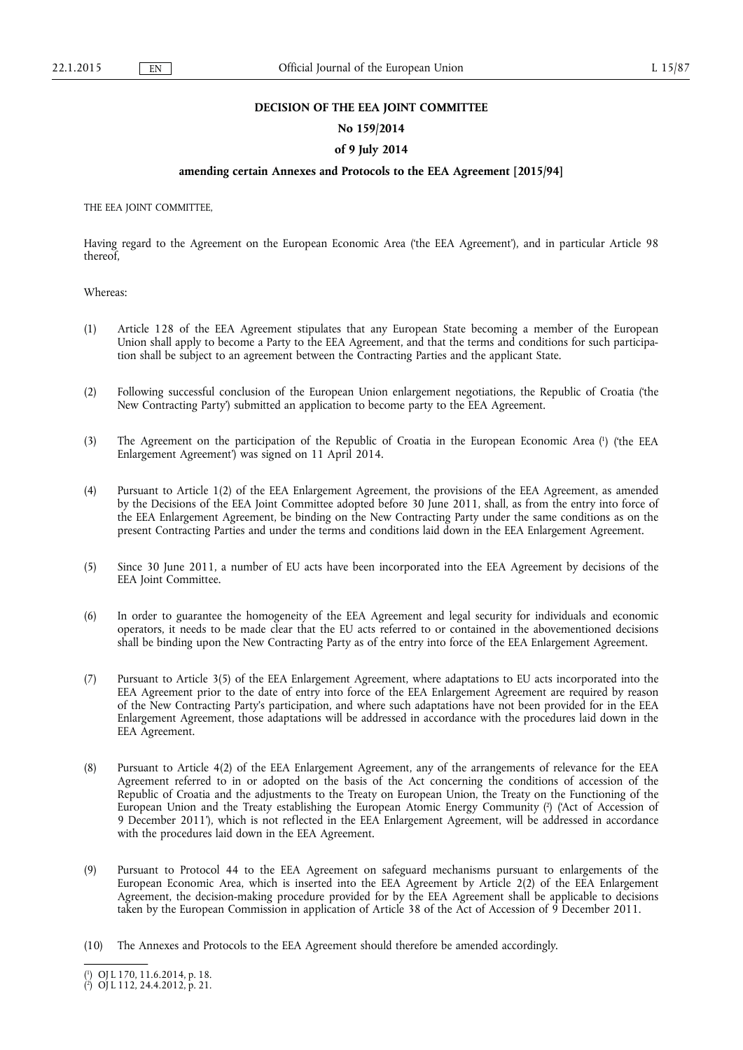**DECISION OF THE EEA JOINT COMMITTEE**

**No 159/2014**

**of 9 July 2014**

**amending certain Annexes and Protocols to the EEA Agreement [2015/94]**

THE EEA JOINT COMMITTEE,

Having regard to the Agreement on the European Economic Area ('the EEA Agreement'), and in particular Article 98 thereof,

Whereas:

(1) Article 128 of the EEA Agreement stipulates that any European State becoming a member of the European Union shall apply to become a Party to the EEA Agreement, and that the terms and conditions for such participation shall be subject to an agreement between the Contracting Parties and the applicant State.

(2) Following successful conclusion of the European Union enlargement negotiations, the Republic of Croatia ('the New Contracting Party') submitted an application to become party to the EEA Agreement.

(3) The Agreement on the participation of the Republic of Croatia in the European Economic Area [1] ('the EEA Enlargement Agreement') was signed on 11 April 2014.

(4) Pursuant to Article 1(2) of the EEA Enlargement Agreement, the provisions of the EEA Agreement, as amended by the Decisions of the EEA Joint Committee adopted before 30 June 2011, shall, as from the entry into force of the EEA Enlargement Agreement, be binding on the New Contracting Party under the same conditions as on the present Contracting Parties and under the terms and conditions laid down in the EEA Enlargement Agreement.

(5) Since 30 June 2011, a number of EU acts have been incorporated into the EEA Agreement by decisions of the EEA Joint Committee.

(6) In order to guarantee the homogeneity of the EEA Agreement and legal security for individuals and economic operators, it needs to be made clear that the EU acts referred to or contained in the abovementioned decisions shall be binding upon the New Contracting Party as of the entry into force of the EEA Enlargement Agreement.

(7) Pursuant to Article 3(5) of the EEA Enlargement Agreement, where adaptations to EU acts incorporated into the EEA Agreement prior to the date of entry into force of the EEA Enlargement Agreement are required by reason of the New Contracting Party's participation, and where such adaptations have not been provided for in the EEA Enlargement Agreement, those adaptations will be addressed in accordance with the procedures laid down in the EEA Agreement.

(8) Pursuant to Article 4(2) of the EEA Enlargement Agreement, any of the arrangements of relevance for the EEA Agreement referred to in or adopted on the basis of the Act concerning the conditions of accession of the Republic of Croatia and the adjustments to the Treaty on European Union, the Treaty on the Functioning of the European Union and the Treaty establishing the European Atomic Energy Community [2] ('Act of Accession of 9 December 2011'), which is not reflected in the EEA Enlargement Agreement, will be addressed in accordance with the procedures laid down in the EEA Agreement.

(9) Pursuant to Protocol 44 to the EEA Agreement on safeguard mechanisms pursuant to enlargements of the European Economic Area, which is inserted into the EEA Agreement by Article 2(2) of the EEA Enlargement Agreement, the decision-making procedure provided for by the EEA Agreement shall be applicable to decisions taken by the European Commission in application of Article 38 of the Act of Accession of 9 December 2011.

(10) The Annexes and Protocols to the EEA Agreement should therefore be amended accordingly.

---

[1] OJ L 170, 11.6.2014, p. 18.

[2] OJ L 112, 24.4.2012, p. 21.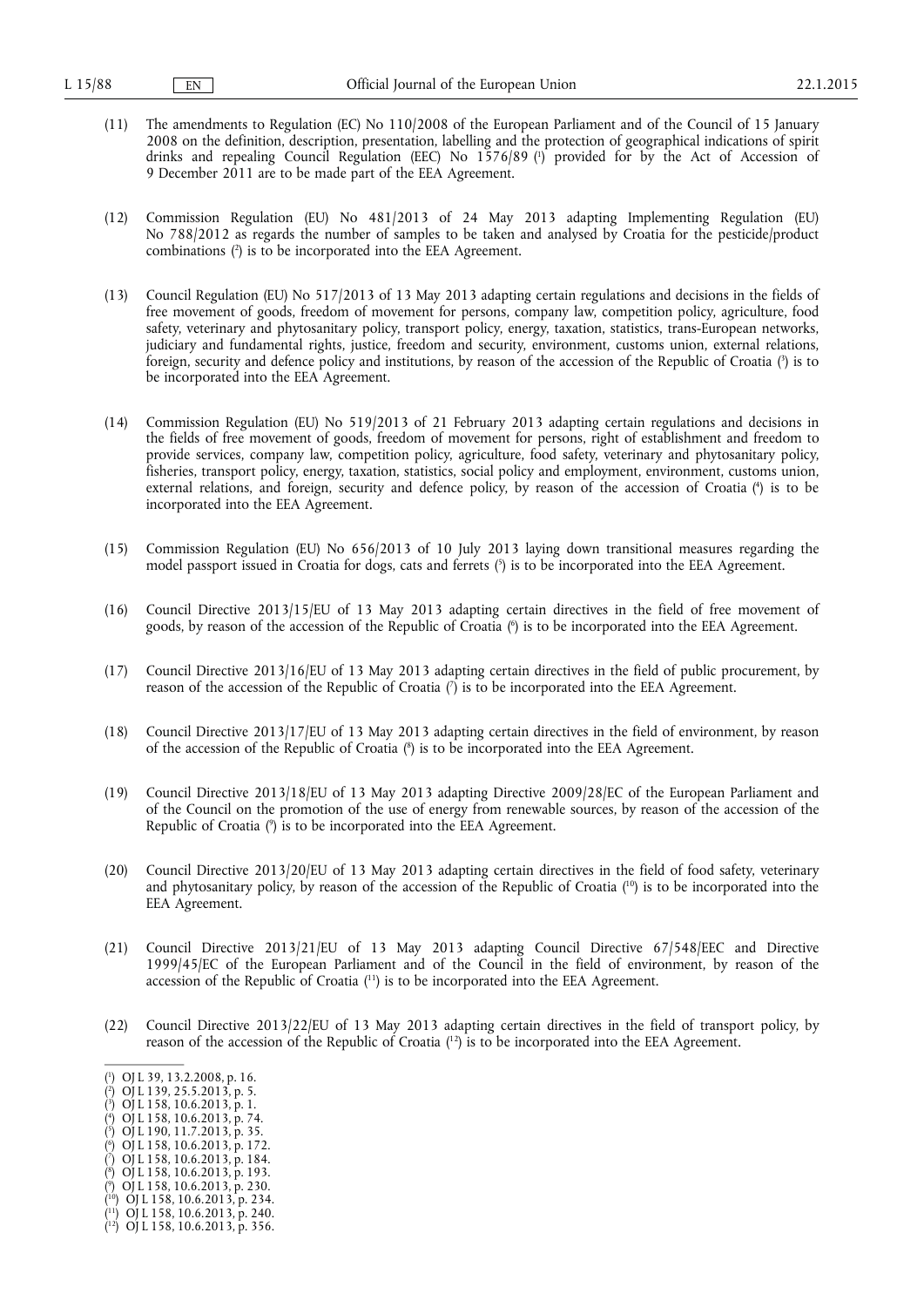(11) The amendments to Regulation (EC) No 110/2008 of the European Parliament and of the Council of 15 January 2008 on the definition, description, presentation, labelling and the protection of geographical indications of spirit drinks and repealing Council Regulation (EEC) No 1576/89 [1] provided for by the Act of Accession of 9 December 2011 are to be made part of the EEA Agreement.

(12) Commission Regulation (EU) No 481/2013 of 24 May 2013 adapting Implementing Regulation (EU) No 788/2012 as regards the number of samples to be taken and analysed by Croatia for the pesticide/product combinations [2] is to be incorporated into the EEA Agreement.

(13) Council Regulation (EU) No 517/2013 of 13 May 2013 adapting certain regulations and decisions in the fields of free movement of goods, freedom of movement for persons, company law, competition policy, agriculture, food safety, veterinary and phytosanitary policy, transport policy, energy, taxation, statistics, trans-European networks, judiciary and fundamental rights, justice, freedom and security, environment, customs union, external relations, foreign, security and defence policy and institutions, by reason of the accession of the Republic of Croatia [3] is to be incorporated into the EEA Agreement.

(14) Commission Regulation (EU) No 519/2013 of 21 February 2013 adapting certain regulations and decisions in the fields of free movement of goods, freedom of movement for persons, right of establishment and freedom to provide services, company law, competition policy, agriculture, food safety, veterinary and phytosanitary policy, fisheries, transport policy, energy, taxation, statistics, social policy and employment, environment, customs union, external relations, and foreign, security and defence policy, by reason of the accession of Croatia [4] is to be incorporated into the EEA Agreement.

(15) Commission Regulation (EU) No 656/2013 of 10 July 2013 laying down transitional measures regarding the model passport issued in Croatia for dogs, cats and ferrets [5] is to be incorporated into the EEA Agreement.

(16) Council Directive 2013/15/EU of 13 May 2013 adapting certain directives in the field of free movement of goods, by reason of the accession of the Republic of Croatia [6] is to be incorporated into the EEA Agreement.

(17) Council Directive 2013/16/EU of 13 May 2013 adapting certain directives in the field of public procurement, by reason of the accession of the Republic of Croatia [7] is to be incorporated into the EEA Agreement.

(18) Council Directive 2013/17/EU of 13 May 2013 adapting certain directives in the field of environment, by reason of the accession of the Republic of Croatia [8] is to be incorporated into the EEA Agreement.

(19) Council Directive 2013/18/EU of 13 May 2013 adapting Directive 2009/28/EC of the European Parliament and of the Council on the promotion of the use of energy from renewable sources, by reason of the accession of the Republic of Croatia [9] is to be incorporated into the EEA Agreement.

(20) Council Directive 2013/20/EU of 13 May 2013 adapting certain directives in the field of food safety, veterinary and phytosanitary policy, by reason of the accession of the Republic of Croatia [10] is to be incorporated into the EEA Agreement.

(21) Council Directive 2013/21/EU of 13 May 2013 adapting Council Directive 67/548/EEC and Directive 1999/45/EC of the European Parliament and of the Council in the field of environment, by reason of the accession of the Republic of Croatia [11] is to be incorporated into the EEA Agreement.

(22) Council Directive 2013/22/EU of 13 May 2013 adapting certain directives in the field of transport policy, by reason of the accession of the Republic of Croatia [12] is to be incorporated into the EEA Agreement.

---

[1] OJ L 39, 13.2.2008, p. 16.
[2] OJ L 139, 25.5.2013, p. 5.
[3] OJ L 158, 10.6.2013, p. 1.
[4] OJ L 158, 10.6.2013, p. 74.
[5] OJ L 190, 11.7.2013, p. 35.
[6] OJ L 158, 10.6.2013, p. 172.
[7] OJ L 158, 10.6.2013, p. 184.
[8] OJ L 158, 10.6.2013, p. 193.
[9] OJ L 158, 10.6.2013, p. 230.
[10] OJ L 158, 10.6.2013, p. 234.
[11] OJ L 158, 10.6.2013, p. 240.
[12] OJ L 158, 10.6.2013, p. 356.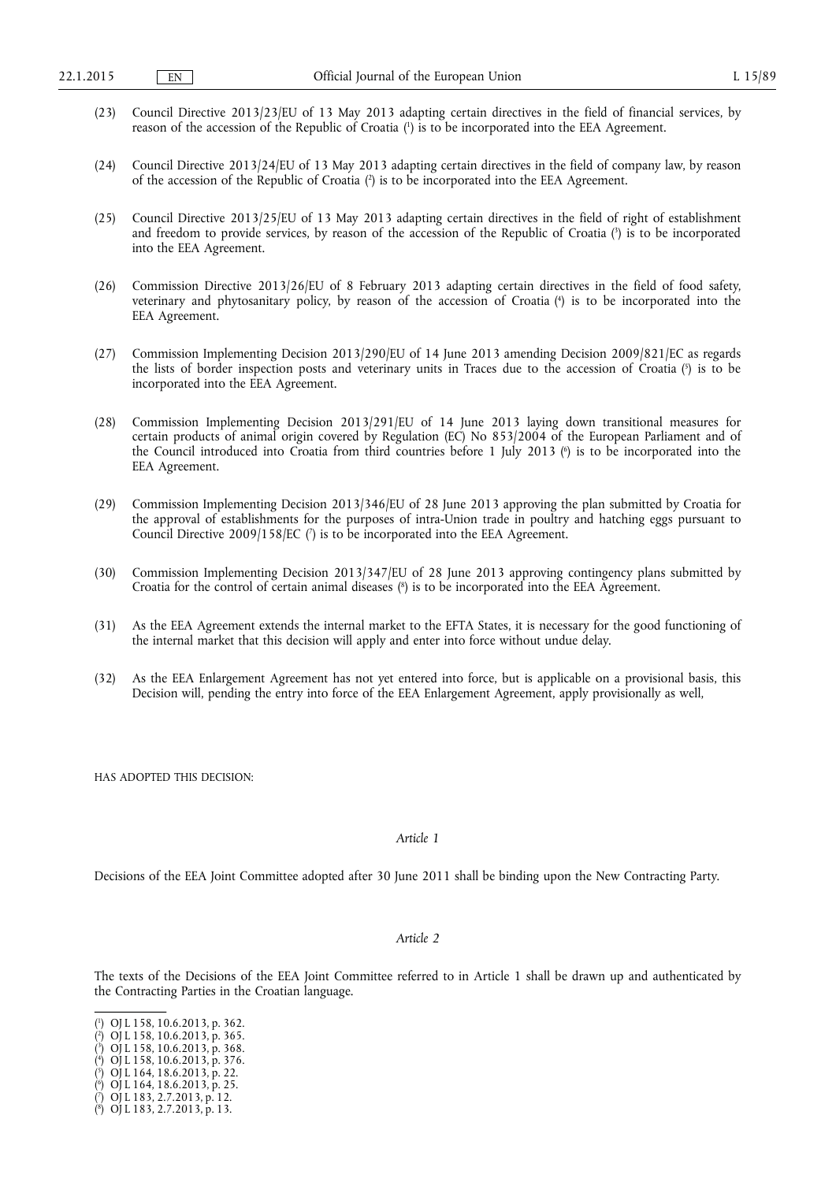(23) Council Directive 2013/23/EU of 13 May 2013 adapting certain directives in the field of financial services, by reason of the accession of the Republic of Croatia [1] is to be incorporated into the EEA Agreement.

(24) Council Directive 2013/24/EU of 13 May 2013 adapting certain directives in the field of company law, by reason of the accession of the Republic of Croatia [2] is to be incorporated into the EEA Agreement.

(25) Council Directive 2013/25/EU of 13 May 2013 adapting certain directives in the field of right of establishment and freedom to provide services, by reason of the accession of the Republic of Croatia [3] is to be incorporated into the EEA Agreement.

(26) Commission Directive 2013/26/EU of 8 February 2013 adapting certain directives in the field of food safety, veterinary and phytosanitary policy, by reason of the accession of Croatia [4] is to be incorporated into the EEA Agreement.

(27) Commission Implementing Decision 2013/290/EU of 14 June 2013 amending Decision 2009/821/EC as regards the lists of border inspection posts and veterinary units in Traces due to the accession of Croatia [5] is to be incorporated into the EEA Agreement.

(28) Commission Implementing Decision 2013/291/EU of 14 June 2013 laying down transitional measures for certain products of animal origin covered by Regulation (EC) No 853/2004 of the European Parliament and of the Council introduced into Croatia from third countries before 1 July 2013 [6] is to be incorporated into the EEA Agreement.

(29) Commission Implementing Decision 2013/346/EU of 28 June 2013 approving the plan submitted by Croatia for the approval of establishments for the purposes of intra-Union trade in poultry and hatching eggs pursuant to Council Directive 2009/158/EC [7] is to be incorporated into the EEA Agreement.

(30) Commission Implementing Decision 2013/347/EU of 28 June 2013 approving contingency plans submitted by Croatia for the control of certain animal diseases [8] is to be incorporated into the EEA Agreement.

(31) As the EEA Agreement extends the internal market to the EFTA States, it is necessary for the good functioning of the internal market that this decision will apply and enter into force without undue delay.

(32) As the EEA Enlargement Agreement has not yet entered into force, but is applicable on a provisional basis, this Decision will, pending the entry into force of the EEA Enlargement Agreement, apply provisionally as well,

HAS ADOPTED THIS DECISION:

*Article 1*

Decisions of the EEA Joint Committee adopted after 30 June 2011 shall be binding upon the New Contracting Party.

*Article 2*

The texts of the Decisions of the EEA Joint Committee referred to in Article 1 shall be drawn up and authenticated by the Contracting Parties in the Croatian language.

---

[1] OJ L 158, 10.6.2013, p. 362.
[2] OJ L 158, 10.6.2013, p. 365.
[3] OJ L 158, 10.6.2013, p. 368.
[4] OJ L 158, 10.6.2013, p. 376.
[5] OJ L 164, 18.6.2013, p. 22.
[6] OJ L 164, 18.6.2013, p. 25.
[7] OJ L 183, 2.7.2013, p. 12.
[8] OJ L 183, 2.7.2013, p. 13.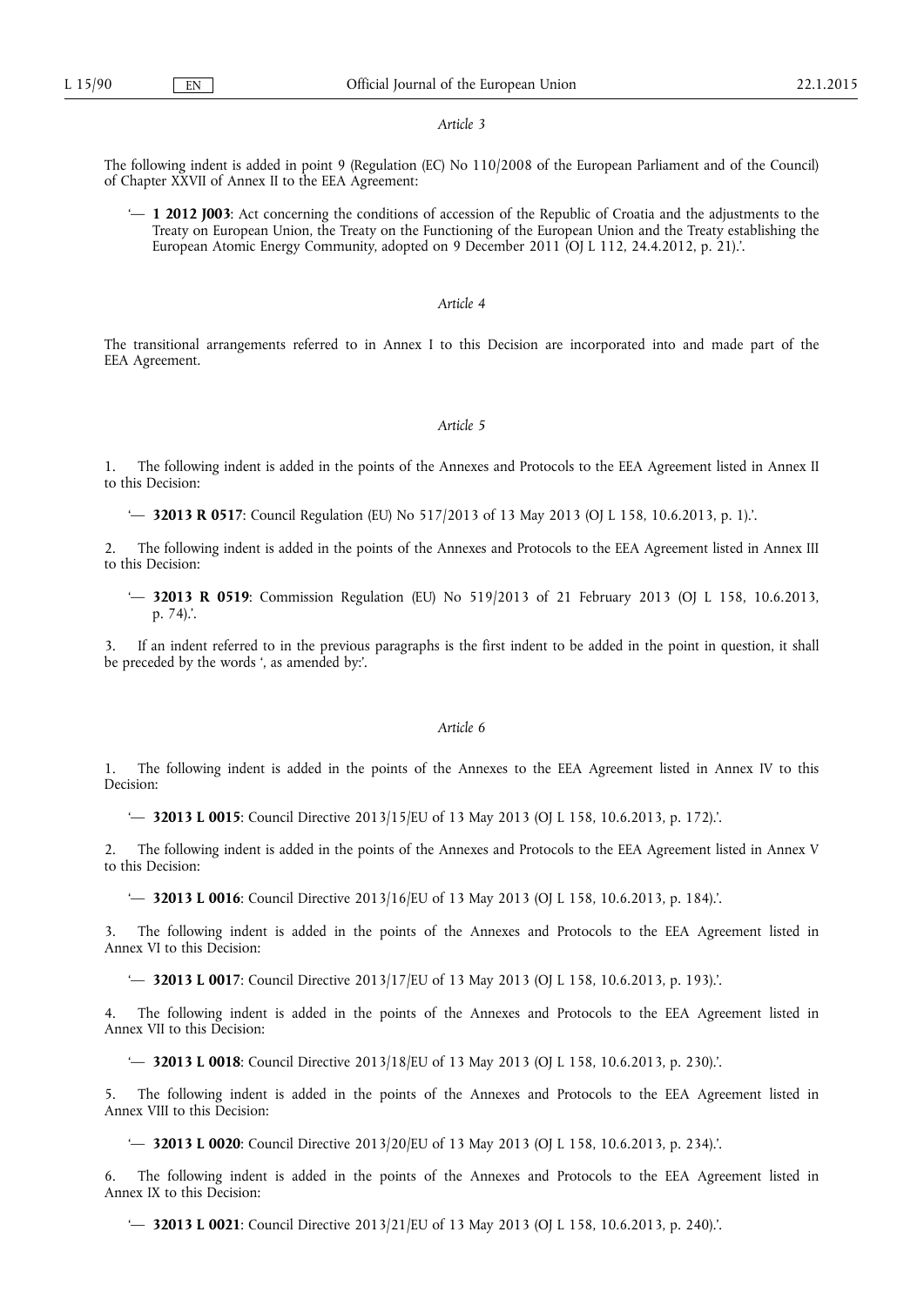*Article 3*

The following indent is added in point 9 (Regulation (EC) No 110/2008 of the European Parliament and of the Council) of Chapter XXVII of Annex II to the EEA Agreement:

'— **1 2012 J003**: Act concerning the conditions of accession of the Republic of Croatia and the adjustments to the Treaty on European Union, the Treaty on the Functioning of the European Union and the Treaty establishing the European Atomic Energy Community, adopted on 9 December 2011 (OJ L 112, 24.4.2012, p. 21).'.

*Article 4*

The transitional arrangements referred to in Annex I to this Decision are incorporated into and made part of the EEA Agreement.

*Article 5*

1. The following indent is added in the points of the Annexes and Protocols to the EEA Agreement listed in Annex II to this Decision:

'— **32013 R 0517**: Council Regulation (EU) No 517/2013 of 13 May 2013 (OJ L 158, 10.6.2013, p. 1).'.

2. The following indent is added in the points of the Annexes and Protocols to the EEA Agreement listed in Annex III to this Decision:

'— **32013 R 0519**: Commission Regulation (EU) No 519/2013 of 21 February 2013 (OJ L 158, 10.6.2013, p. 74).'.

3. If an indent referred to in the previous paragraphs is the first indent to be added in the point in question, it shall be preceded by the words ', as amended by:'.

*Article 6*

1. The following indent is added in the points of the Annexes to the EEA Agreement listed in Annex IV to this Decision:

'— **32013 L 0015**: Council Directive 2013/15/EU of 13 May 2013 (OJ L 158, 10.6.2013, p. 172).'.

2. The following indent is added in the points of the Annexes and Protocols to the EEA Agreement listed in Annex V to this Decision:

'— **32013 L 0016**: Council Directive 2013/16/EU of 13 May 2013 (OJ L 158, 10.6.2013, p. 184).'.

3. The following indent is added in the points of the Annexes and Protocols to the EEA Agreement listed in Annex VI to this Decision:

'— **32013 L 0017**: Council Directive 2013/17/EU of 13 May 2013 (OJ L 158, 10.6.2013, p. 193).'.

4. The following indent is added in the points of the Annexes and Protocols to the EEA Agreement listed in Annex VII to this Decision:

'— **32013 L 0018**: Council Directive 2013/18/EU of 13 May 2013 (OJ L 158, 10.6.2013, p. 230).'.

5. The following indent is added in the points of the Annexes and Protocols to the EEA Agreement listed in Annex VIII to this Decision:

'— **32013 L 0020**: Council Directive 2013/20/EU of 13 May 2013 (OJ L 158, 10.6.2013, p. 234).'.

6. The following indent is added in the points of the Annexes and Protocols to the EEA Agreement listed in Annex IX to this Decision:

'— **32013 L 0021**: Council Directive 2013/21/EU of 13 May 2013 (OJ L 158, 10.6.2013, p. 240).'.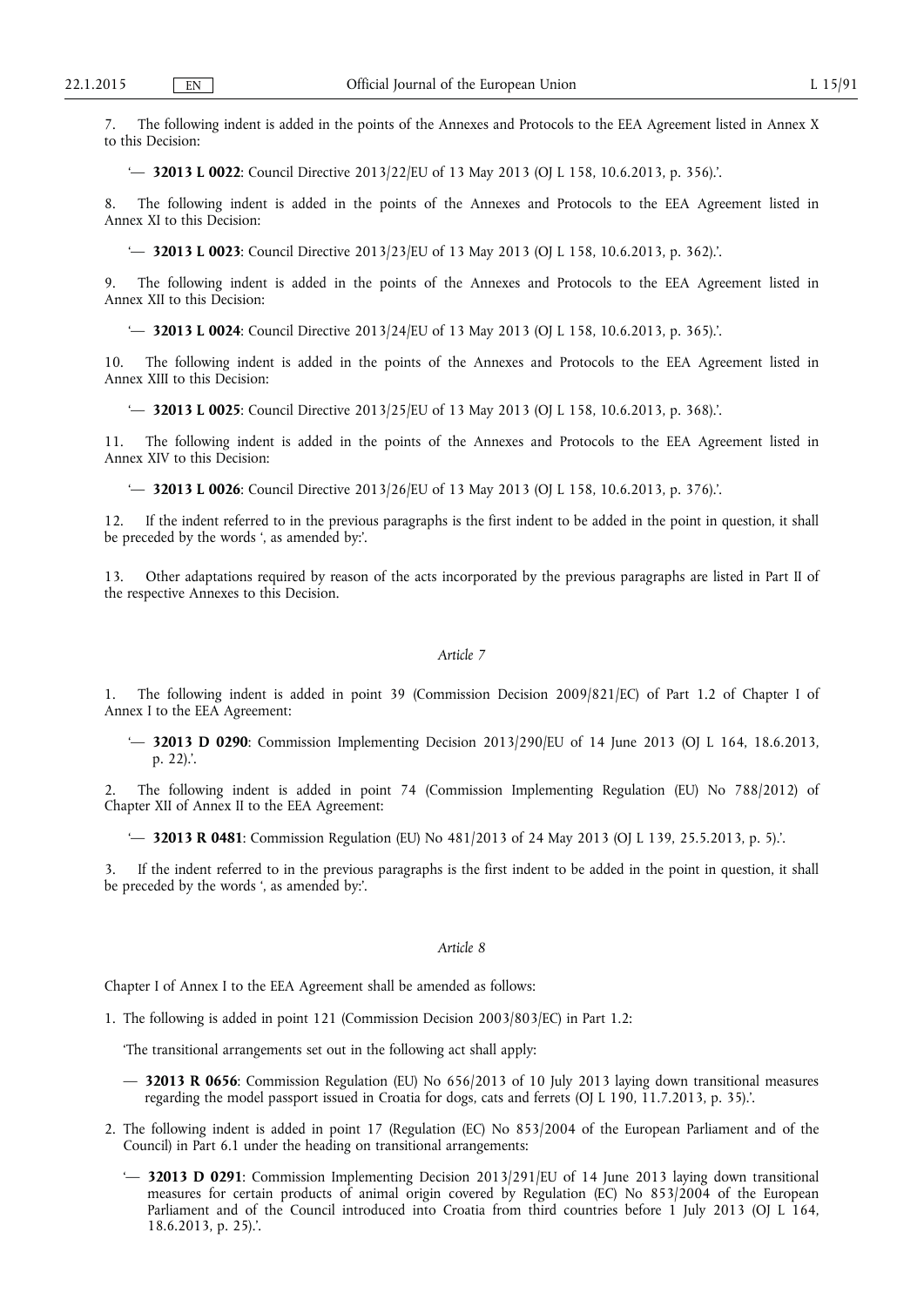7. The following indent is added in the points of the Annexes and Protocols to the EEA Agreement listed in Annex X to this Decision:

'— **32013 L 0022**: Council Directive 2013/22/EU of 13 May 2013 (OJ L 158, 10.6.2013, p. 356).'.

8. The following indent is added in the points of the Annexes and Protocols to the EEA Agreement listed in Annex XI to this Decision:

'— **32013 L 0023**: Council Directive 2013/23/EU of 13 May 2013 (OJ L 158, 10.6.2013, p. 362).'.

9. The following indent is added in the points of the Annexes and Protocols to the EEA Agreement listed in Annex XII to this Decision:

'— **32013 L 0024**: Council Directive 2013/24/EU of 13 May 2013 (OJ L 158, 10.6.2013, p. 365).'.

10. The following indent is added in the points of the Annexes and Protocols to the EEA Agreement listed in Annex XIII to this Decision:

'— **32013 L 0025**: Council Directive 2013/25/EU of 13 May 2013 (OJ L 158, 10.6.2013, p. 368).'.

11. The following indent is added in the points of the Annexes and Protocols to the EEA Agreement listed in Annex XIV to this Decision:

'— **32013 L 0026**: Council Directive 2013/26/EU of 13 May 2013 (OJ L 158, 10.6.2013, p. 376).'.

12. If the indent referred to in the previous paragraphs is the first indent to be added in the point in question, it shall be preceded by the words ', as amended by:'.

13. Other adaptations required by reason of the acts incorporated by the previous paragraphs are listed in Part II of the respective Annexes to this Decision.

*Article 7*

1. The following indent is added in point 39 (Commission Decision 2009/821/EC) of Part 1.2 of Chapter I of Annex I to the EEA Agreement:

'— **32013 D 0290**: Commission Implementing Decision 2013/290/EU of 14 June 2013 (OJ L 164, 18.6.2013, p. 22).'.

2. The following indent is added in point 74 (Commission Implementing Regulation (EU) No 788/2012) of Chapter XII of Annex II to the EEA Agreement:

'— **32013 R 0481**: Commission Regulation (EU) No 481/2013 of 24 May 2013 (OJ L 139, 25.5.2013, p. 5).'.

3. If the indent referred to in the previous paragraphs is the first indent to be added in the point in question, it shall be preceded by the words ', as amended by:'.

*Article 8*

Chapter I of Annex I to the EEA Agreement shall be amended as follows:

1. The following is added in point 121 (Commission Decision 2003/803/EC) in Part 1.2:

'The transitional arrangements set out in the following act shall apply:

— **32013 R 0656**: Commission Regulation (EU) No 656/2013 of 10 July 2013 laying down transitional measures regarding the model passport issued in Croatia for dogs, cats and ferrets (OJ L 190, 11.7.2013, p. 35).'.

2. The following indent is added in point 17 (Regulation (EC) No 853/2004 of the European Parliament and of the Council) in Part 6.1 under the heading on transitional arrangements:

'— **32013 D 0291**: Commission Implementing Decision 2013/291/EU of 14 June 2013 laying down transitional measures for certain products of animal origin covered by Regulation (EC) No 853/2004 of the European Parliament and of the Council introduced into Croatia from third countries before 1 July 2013 (OJ L 164, 18.6.2013, p. 25).'.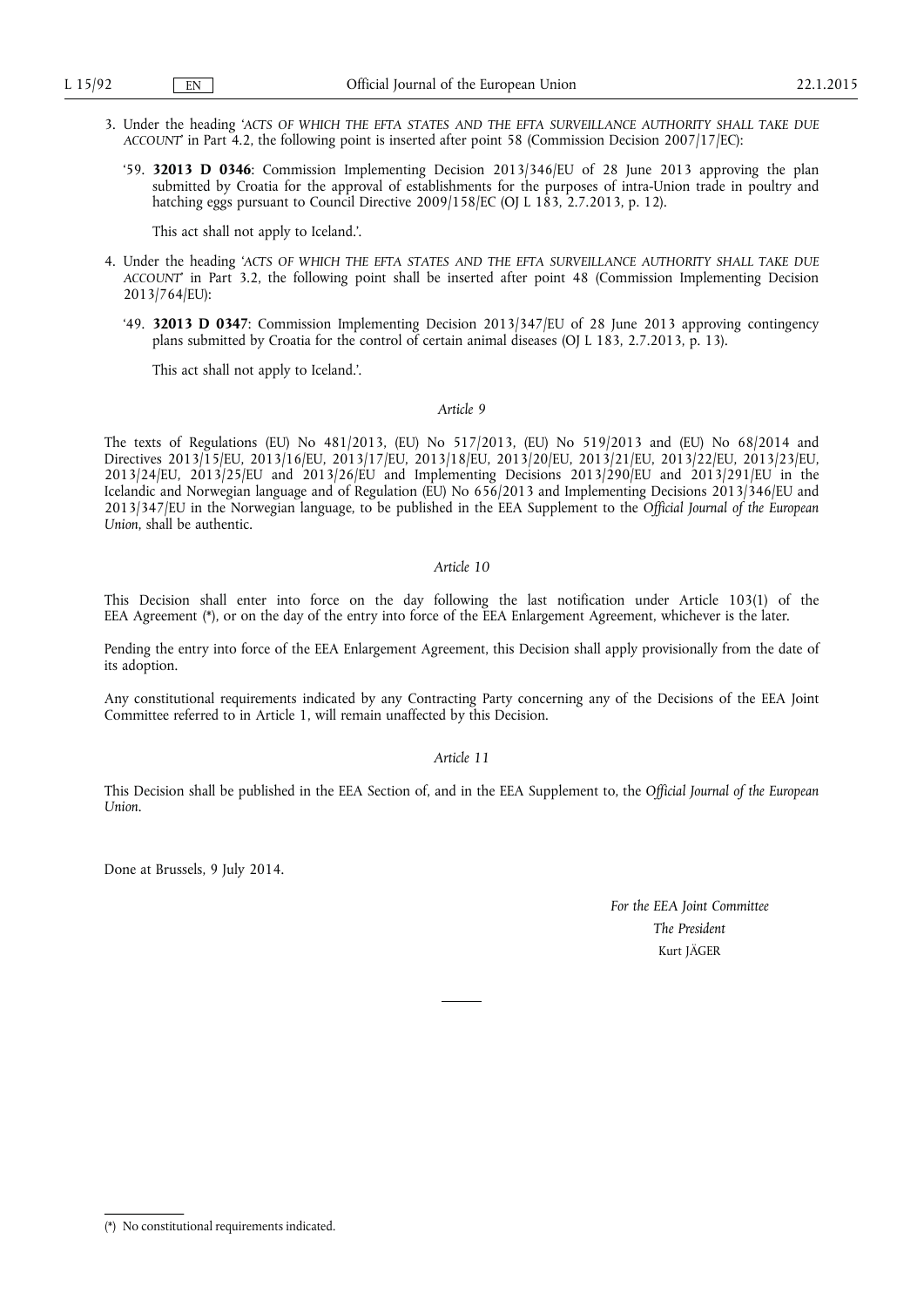3. Under the heading '*ACTS OF WHICH THE EFTA STATES AND THE EFTA SURVEILLANCE AUTHORITY SHALL TAKE DUE ACCOUNT*' in Part 4.2, the following point is inserted after point 58 (Commission Decision 2007/17/EC):

   '59. **32013 D 0346**: Commission Implementing Decision 2013/346/EU of 28 June 2013 approving the plan submitted by Croatia for the approval of establishments for the purposes of intra-Union trade in poultry and hatching eggs pursuant to Council Directive 2009/158/EC (OJ L 183, 2.7.2013, p. 12).

   This act shall not apply to Iceland.'.

4. Under the heading '*ACTS OF WHICH THE EFTA STATES AND THE EFTA SURVEILLANCE AUTHORITY SHALL TAKE DUE ACCOUNT*' in Part 3.2, the following point shall be inserted after point 48 (Commission Implementing Decision 2013/764/EU):

   '49. **32013 D 0347**: Commission Implementing Decision 2013/347/EU of 28 June 2013 approving contingency plans submitted by Croatia for the control of certain animal diseases (OJ L 183, 2.7.2013, p. 13).

   This act shall not apply to Iceland.'.

*Article 9*

The texts of Regulations (EU) No 481/2013, (EU) No 517/2013, (EU) No 519/2013 and (EU) No 68/2014 and Directives 2013/15/EU, 2013/16/EU, 2013/17/EU, 2013/18/EU, 2013/20/EU, 2013/21/EU, 2013/22/EU, 2013/23/EU, 2013/24/EU, 2013/25/EU and 2013/26/EU and Implementing Decisions 2013/290/EU and 2013/291/EU in the Icelandic and Norwegian language and of Regulation (EU) No 656/2013 and Implementing Decisions 2013/346/EU and 2013/347/EU in the Norwegian language, to be published in the EEA Supplement to the *Official Journal of the European Union*, shall be authentic.

*Article 10*

This Decision shall enter into force on the day following the last notification under Article 103(1) of the EEA Agreement (*), or on the day of the entry into force of the EEA Enlargement Agreement, whichever is the later.

Pending the entry into force of the EEA Enlargement Agreement, this Decision shall apply provisionally from the date of its adoption.

Any constitutional requirements indicated by any Contracting Party concerning any of the Decisions of the EEA Joint Committee referred to in Article 1, will remain unaffected by this Decision.

*Article 11*

This Decision shall be published in the EEA Section of, and in the EEA Supplement to, the *Official Journal of the European Union*.

Done at Brussels, 9 July 2014.

*For the EEA Joint Committee*

*The President*

Kurt JÄGER

---

(*) No constitutional requirements indicated.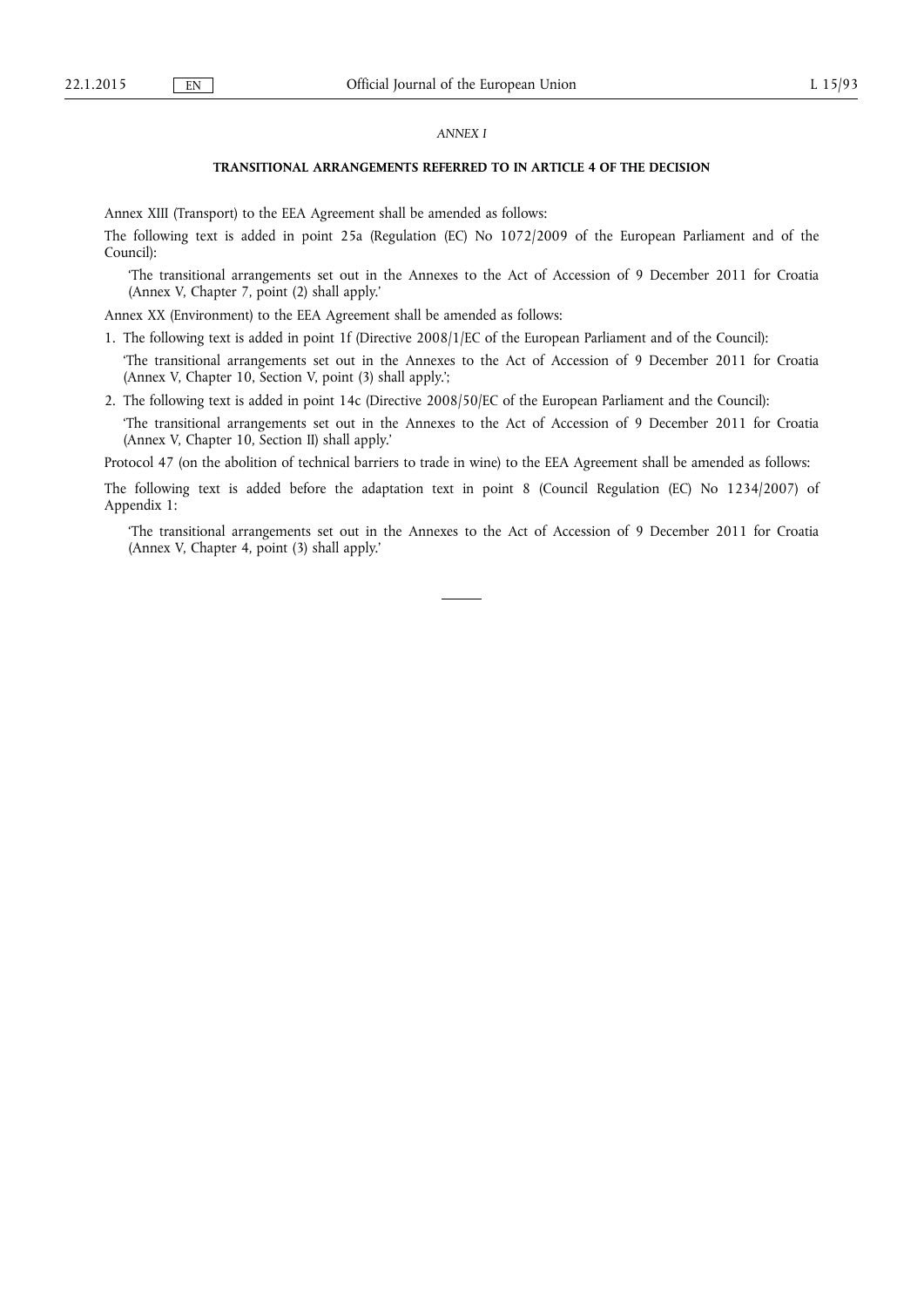*ANNEX I*

**TRANSITIONAL ARRANGEMENTS REFERRED TO IN ARTICLE 4 OF THE DECISION**

Annex XIII (Transport) to the EEA Agreement shall be amended as follows:

The following text is added in point 25a (Regulation (EC) No 1072/2009 of the European Parliament and of the Council):

'The transitional arrangements set out in the Annexes to the Act of Accession of 9 December 2011 for Croatia (Annex V, Chapter 7, point (2) shall apply.'

Annex XX (Environment) to the EEA Agreement shall be amended as follows:

1. The following text is added in point 1f (Directive 2008/1/EC of the European Parliament and of the Council):

   'The transitional arrangements set out in the Annexes to the Act of Accession of 9 December 2011 for Croatia (Annex V, Chapter 10, Section V, point (3) shall apply.';

2. The following text is added in point 14c (Directive 2008/50/EC of the European Parliament and the Council):

   'The transitional arrangements set out in the Annexes to the Act of Accession of 9 December 2011 for Croatia (Annex V, Chapter 10, Section II) shall apply.'

Protocol 47 (on the abolition of technical barriers to trade in wine) to the EEA Agreement shall be amended as follows:

The following text is added before the adaptation text in point 8 (Council Regulation (EC) No 1234/2007) of Appendix 1:

'The transitional arrangements set out in the Annexes to the Act of Accession of 9 December 2011 for Croatia (Annex V, Chapter 4, point (3) shall apply.'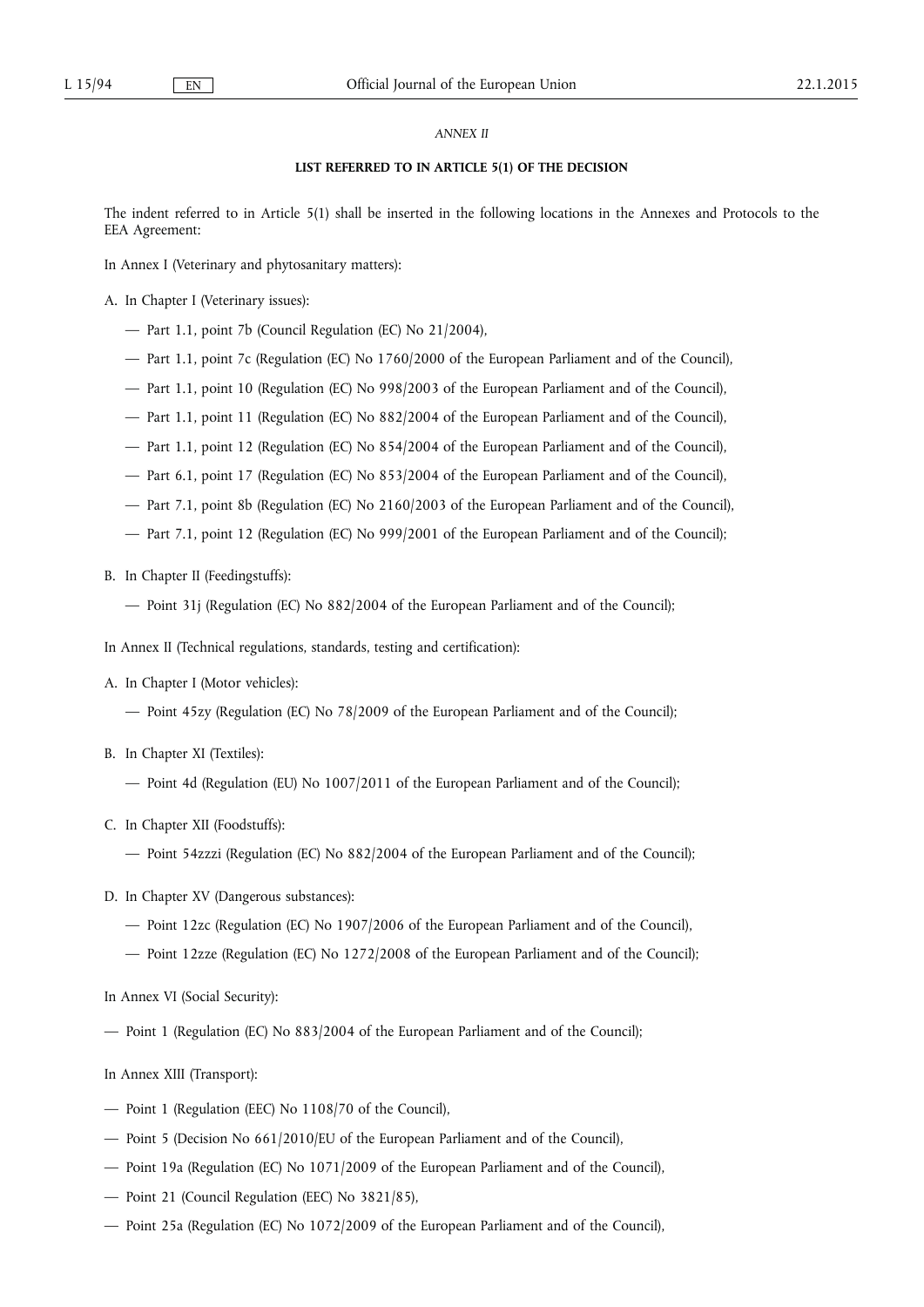*ANNEX II*

**LIST REFERRED TO IN ARTICLE 5(1) OF THE DECISION**

The indent referred to in Article 5(1) shall be inserted in the following locations in the Annexes and Protocols to the EEA Agreement:

In Annex I (Veterinary and phytosanitary matters):

A. In Chapter I (Veterinary issues):

— Part 1.1, point 7b (Council Regulation (EC) No 21/2004),

— Part 1.1, point 7c (Regulation (EC) No 1760/2000 of the European Parliament and of the Council),

— Part 1.1, point 10 (Regulation (EC) No 998/2003 of the European Parliament and of the Council),

— Part 1.1, point 11 (Regulation (EC) No 882/2004 of the European Parliament and of the Council),

— Part 1.1, point 12 (Regulation (EC) No 854/2004 of the European Parliament and of the Council),

— Part 6.1, point 17 (Regulation (EC) No 853/2004 of the European Parliament and of the Council),

— Part 7.1, point 8b (Regulation (EC) No 2160/2003 of the European Parliament and of the Council),

— Part 7.1, point 12 (Regulation (EC) No 999/2001 of the European Parliament and of the Council);

B. In Chapter II (Feedingstuffs):

— Point 31j (Regulation (EC) No 882/2004 of the European Parliament and of the Council);

In Annex II (Technical regulations, standards, testing and certification):

A. In Chapter I (Motor vehicles):

— Point 45zy (Regulation (EC) No 78/2009 of the European Parliament and of the Council);

B. In Chapter XI (Textiles):

— Point 4d (Regulation (EU) No 1007/2011 of the European Parliament and of the Council);

C. In Chapter XII (Foodstuffs):

— Point 54zzzi (Regulation (EC) No 882/2004 of the European Parliament and of the Council);

D. In Chapter XV (Dangerous substances):

— Point 12zc (Regulation (EC) No 1907/2006 of the European Parliament and of the Council),

— Point 12zze (Regulation (EC) No 1272/2008 of the European Parliament and of the Council);

In Annex VI (Social Security):

— Point 1 (Regulation (EC) No 883/2004 of the European Parliament and of the Council);

In Annex XIII (Transport):

— Point 1 (Regulation (EEC) No 1108/70 of the Council),

— Point 5 (Decision No 661/2010/EU of the European Parliament and of the Council),

— Point 19a (Regulation (EC) No 1071/2009 of the European Parliament and of the Council),

— Point 21 (Council Regulation (EEC) No 3821/85),

— Point 25a (Regulation (EC) No 1072/2009 of the European Parliament and of the Council),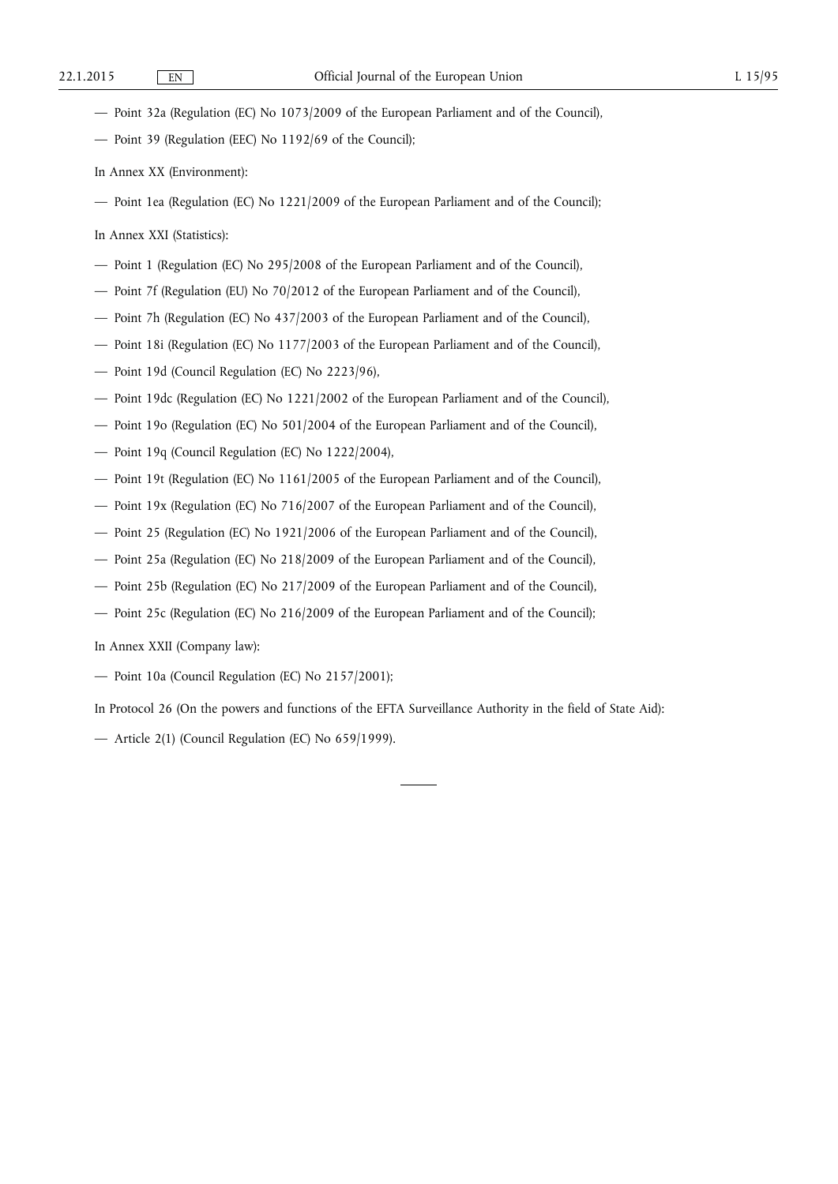— Point 32a (Regulation (EC) No 1073/2009 of the European Parliament and of the Council),

— Point 39 (Regulation (EEC) No 1192/69 of the Council);

In Annex XX (Environment):

— Point 1ea (Regulation (EC) No 1221/2009 of the European Parliament and of the Council);

In Annex XXI (Statistics):

— Point 1 (Regulation (EC) No 295/2008 of the European Parliament and of the Council),

— Point 7f (Regulation (EU) No 70/2012 of the European Parliament and of the Council),

— Point 7h (Regulation (EC) No 437/2003 of the European Parliament and of the Council),

— Point 18i (Regulation (EC) No 1177/2003 of the European Parliament and of the Council),

— Point 19d (Council Regulation (EC) No 2223/96),

— Point 19dc (Regulation (EC) No 1221/2002 of the European Parliament and of the Council),

— Point 19o (Regulation (EC) No 501/2004 of the European Parliament and of the Council),

— Point 19q (Council Regulation (EC) No 1222/2004),

— Point 19t (Regulation (EC) No 1161/2005 of the European Parliament and of the Council),

— Point 19x (Regulation (EC) No 716/2007 of the European Parliament and of the Council),

— Point 25 (Regulation (EC) No 1921/2006 of the European Parliament and of the Council),

— Point 25a (Regulation (EC) No 218/2009 of the European Parliament and of the Council),

— Point 25b (Regulation (EC) No 217/2009 of the European Parliament and of the Council),

— Point 25c (Regulation (EC) No 216/2009 of the European Parliament and of the Council);

In Annex XXII (Company law):

— Point 10a (Council Regulation (EC) No 2157/2001);

In Protocol 26 (On the powers and functions of the EFTA Surveillance Authority in the field of State Aid):

— Article 2(1) (Council Regulation (EC) No 659/1999).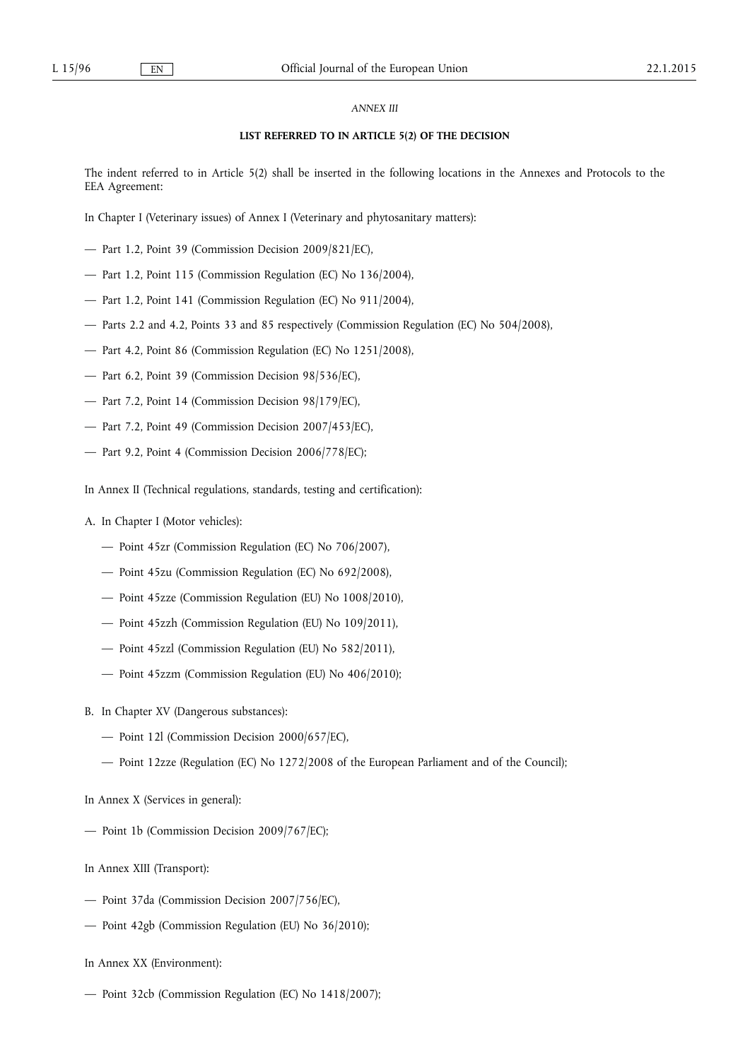*ANNEX III*

**LIST REFERRED TO IN ARTICLE 5(2) OF THE DECISION**

The indent referred to in Article 5(2) shall be inserted in the following locations in the Annexes and Protocols to the EEA Agreement:

In Chapter I (Veterinary issues) of Annex I (Veterinary and phytosanitary matters):

— Part 1.2, Point 39 (Commission Decision 2009/821/EC),

— Part 1.2, Point 115 (Commission Regulation (EC) No 136/2004),

— Part 1.2, Point 141 (Commission Regulation (EC) No 911/2004),

— Parts 2.2 and 4.2, Points 33 and 85 respectively (Commission Regulation (EC) No 504/2008),

— Part 4.2, Point 86 (Commission Regulation (EC) No 1251/2008),

— Part 6.2, Point 39 (Commission Decision 98/536/EC),

— Part 7.2, Point 14 (Commission Decision 98/179/EC),

— Part 7.2, Point 49 (Commission Decision 2007/453/EC),

— Part 9.2, Point 4 (Commission Decision 2006/778/EC);

In Annex II (Technical regulations, standards, testing and certification):

A. In Chapter I (Motor vehicles):

— Point 45zr (Commission Regulation (EC) No 706/2007),

— Point 45zu (Commission Regulation (EC) No 692/2008),

— Point 45zze (Commission Regulation (EU) No 1008/2010),

— Point 45zzh (Commission Regulation (EU) No 109/2011),

— Point 45zzl (Commission Regulation (EU) No 582/2011),

— Point 45zzm (Commission Regulation (EU) No 406/2010);

B. In Chapter XV (Dangerous substances):

— Point 12l (Commission Decision 2000/657/EC),

— Point 12zze (Regulation (EC) No 1272/2008 of the European Parliament and of the Council);

In Annex X (Services in general):

— Point 1b (Commission Decision 2009/767/EC);

In Annex XIII (Transport):

— Point 37da (Commission Decision 2007/756/EC),

— Point 42gb (Commission Regulation (EU) No 36/2010);

In Annex XX (Environment):

— Point 32cb (Commission Regulation (EC) No 1418/2007);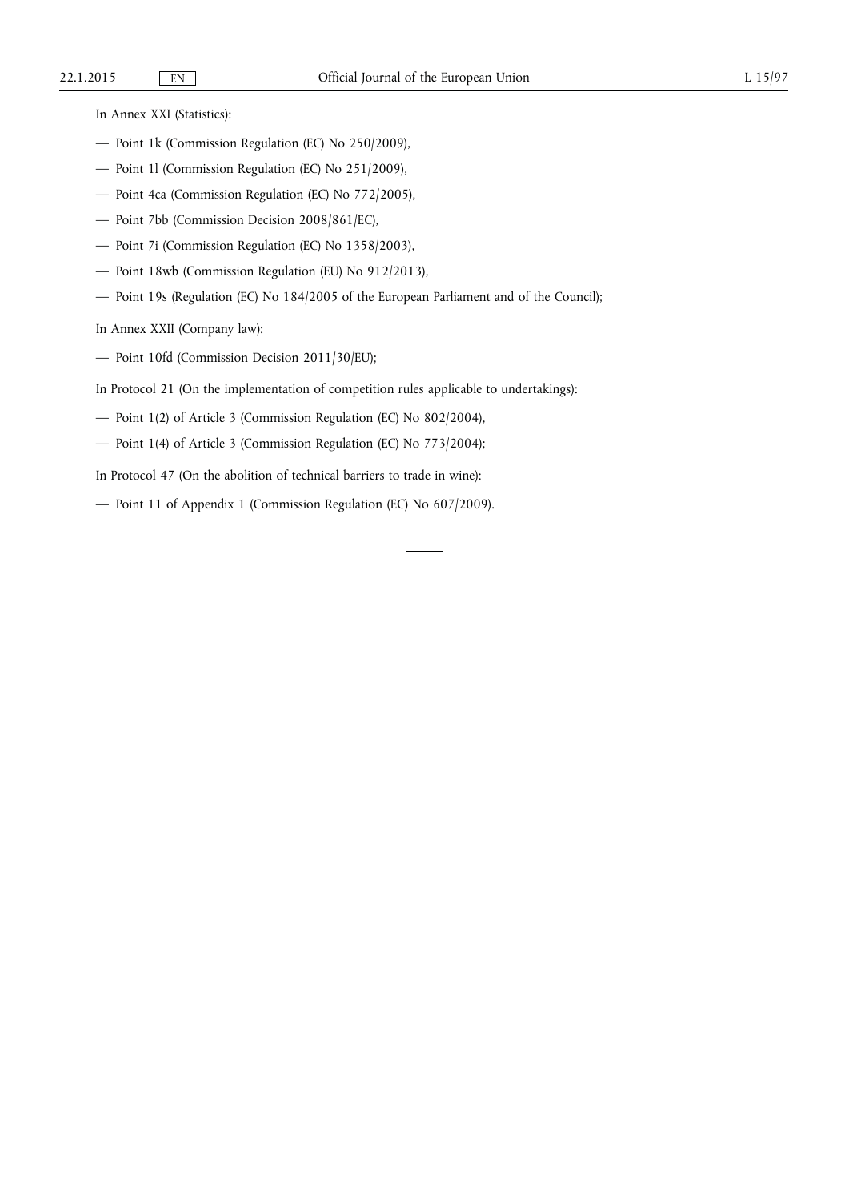In Annex XXI (Statistics):

— Point 1k (Commission Regulation (EC) No 250/2009),

— Point 1l (Commission Regulation (EC) No 251/2009),

— Point 4ca (Commission Regulation (EC) No 772/2005),

— Point 7bb (Commission Decision 2008/861/EC),

— Point 7i (Commission Regulation (EC) No 1358/2003),

— Point 18wb (Commission Regulation (EU) No 912/2013),

— Point 19s (Regulation (EC) No 184/2005 of the European Parliament and of the Council);

In Annex XXII (Company law):

— Point 10fd (Commission Decision 2011/30/EU);

In Protocol 21 (On the implementation of competition rules applicable to undertakings):

— Point 1(2) of Article 3 (Commission Regulation (EC) No 802/2004),

— Point 1(4) of Article 3 (Commission Regulation (EC) No 773/2004);

In Protocol 47 (On the abolition of technical barriers to trade in wine):

— Point 11 of Appendix 1 (Commission Regulation (EC) No 607/2009).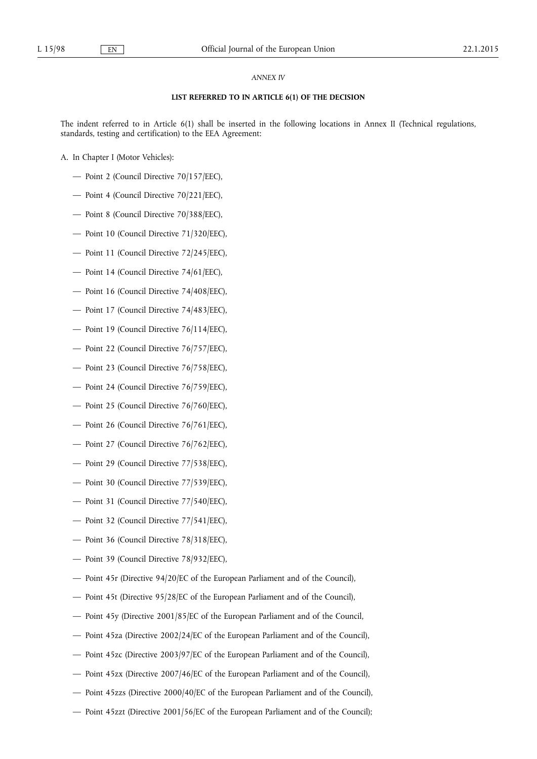*ANNEX IV*

**LIST REFERRED TO IN ARTICLE 6(1) OF THE DECISION**

The indent referred to in Article 6(1) shall be inserted in the following locations in Annex II (Technical regulations, standards, testing and certification) to the EEA Agreement:

A. In Chapter I (Motor Vehicles):

— Point 2 (Council Directive 70/157/EEC),

— Point 4 (Council Directive 70/221/EEC),

— Point 8 (Council Directive 70/388/EEC),

— Point 10 (Council Directive 71/320/EEC),

— Point 11 (Council Directive 72/245/EEC),

— Point 14 (Council Directive 74/61/EEC),

— Point 16 (Council Directive 74/408/EEC),

— Point 17 (Council Directive 74/483/EEC),

— Point 19 (Council Directive 76/114/EEC),

— Point 22 (Council Directive 76/757/EEC),

— Point 23 (Council Directive 76/758/EEC),

— Point 24 (Council Directive 76/759/EEC),

— Point 25 (Council Directive 76/760/EEC),

— Point 26 (Council Directive 76/761/EEC),

— Point 27 (Council Directive 76/762/EEC),

— Point 29 (Council Directive 77/538/EEC),

— Point 30 (Council Directive 77/539/EEC),

— Point 31 (Council Directive 77/540/EEC),

— Point 32 (Council Directive 77/541/EEC),

— Point 36 (Council Directive 78/318/EEC),

— Point 39 (Council Directive 78/932/EEC),

— Point 45r (Directive 94/20/EC of the European Parliament and of the Council),

— Point 45t (Directive 95/28/EC of the European Parliament and of the Council),

— Point 45y (Directive 2001/85/EC of the European Parliament and of the Council,

— Point 45za (Directive 2002/24/EC of the European Parliament and of the Council),

— Point 45zc (Directive 2003/97/EC of the European Parliament and of the Council),

— Point 45zx (Directive 2007/46/EC of the European Parliament and of the Council),

— Point 45zzs (Directive 2000/40/EC of the European Parliament and of the Council),

— Point 45zzt (Directive 2001/56/EC of the European Parliament and of the Council);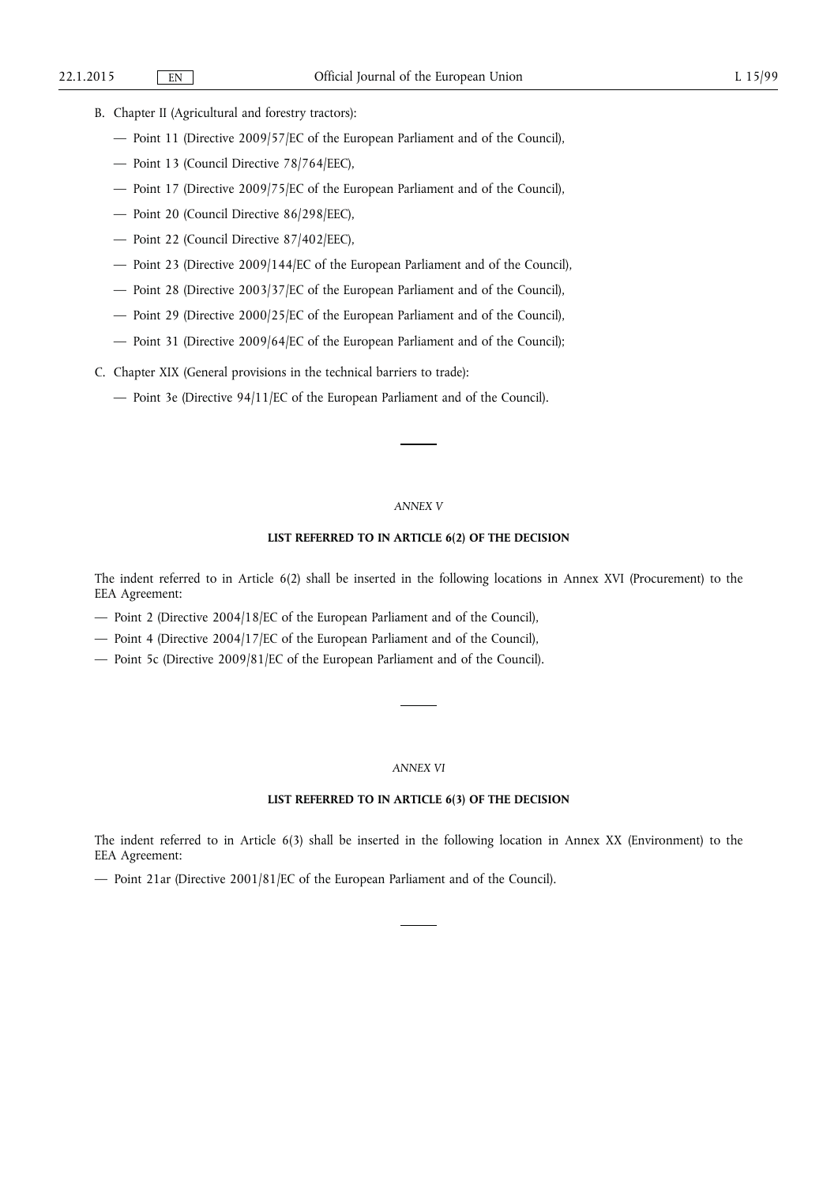B. Chapter II (Agricultural and forestry tractors):

— Point 11 (Directive 2009/57/EC of the European Parliament and of the Council),

— Point 13 (Council Directive 78/764/EEC),

— Point 17 (Directive 2009/75/EC of the European Parliament and of the Council),

— Point 20 (Council Directive 86/298/EEC),

— Point 22 (Council Directive 87/402/EEC),

— Point 23 (Directive 2009/144/EC of the European Parliament and of the Council),

— Point 28 (Directive 2003/37/EC of the European Parliament and of the Council),

— Point 29 (Directive 2000/25/EC of the European Parliament and of the Council),

— Point 31 (Directive 2009/64/EC of the European Parliament and of the Council);

C. Chapter XIX (General provisions in the technical barriers to trade):

— Point 3e (Directive 94/11/EC of the European Parliament and of the Council).

*ANNEX V*

## LIST REFERRED TO IN ARTICLE 6(2) OF THE DECISION

The indent referred to in Article 6(2) shall be inserted in the following locations in Annex XVI (Procurement) to the EEA Agreement:

— Point 2 (Directive 2004/18/EC of the European Parliament and of the Council),

— Point 4 (Directive 2004/17/EC of the European Parliament and of the Council),

— Point 5c (Directive 2009/81/EC of the European Parliament and of the Council).

*ANNEX VI*

## LIST REFERRED TO IN ARTICLE 6(3) OF THE DECISION

The indent referred to in Article 6(3) shall be inserted in the following location in Annex XX (Environment) to the EEA Agreement:

— Point 21ar (Directive 2001/81/EC of the European Parliament and of the Council).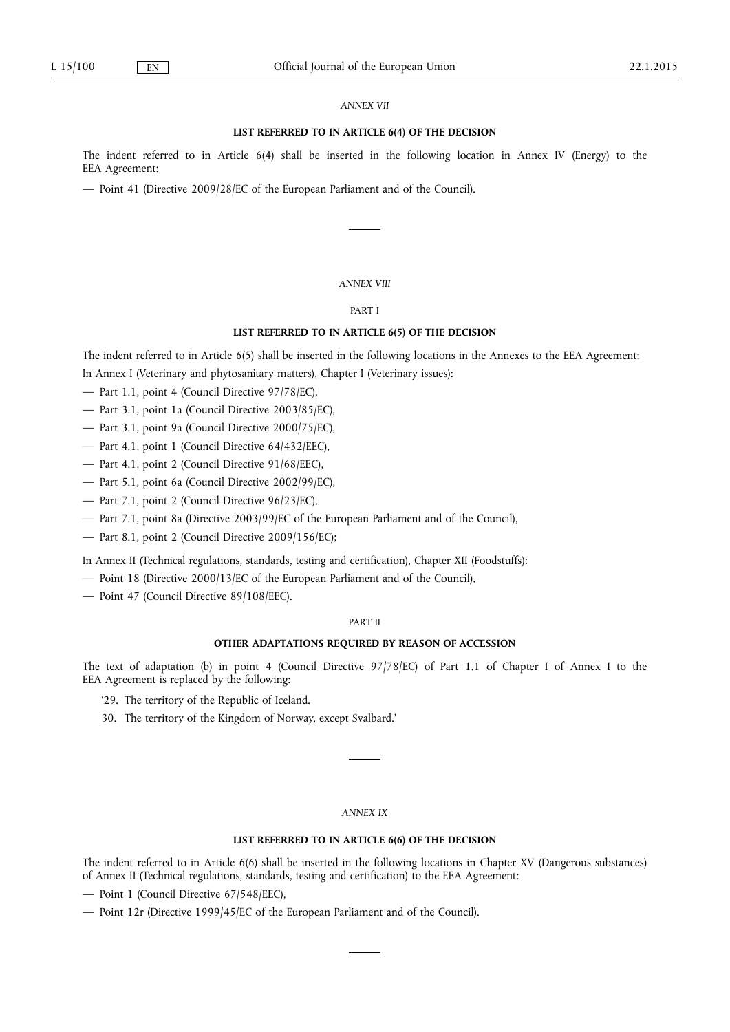*ANNEX VII*

**LIST REFERRED TO IN ARTICLE 6(4) OF THE DECISION**

The indent referred to in Article 6(4) shall be inserted in the following location in Annex IV (Energy) to the EEA Agreement:

— Point 41 (Directive 2009/28/EC of the European Parliament and of the Council).

*ANNEX VIII*

PART I

**LIST REFERRED TO IN ARTICLE 6(5) OF THE DECISION**

The indent referred to in Article 6(5) shall be inserted in the following locations in the Annexes to the EEA Agreement:

In Annex I (Veterinary and phytosanitary matters), Chapter I (Veterinary issues):

— Part 1.1, point 4 (Council Directive 97/78/EC),

— Part 3.1, point 1a (Council Directive 2003/85/EC),

— Part 3.1, point 9a (Council Directive 2000/75/EC),

— Part 4.1, point 1 (Council Directive 64/432/EEC),

— Part 4.1, point 2 (Council Directive 91/68/EEC),

— Part 5.1, point 6a (Council Directive 2002/99/EC),

— Part 7.1, point 2 (Council Directive 96/23/EC),

— Part 7.1, point 8a (Directive 2003/99/EC of the European Parliament and of the Council),

— Part 8.1, point 2 (Council Directive 2009/156/EC);

In Annex II (Technical regulations, standards, testing and certification), Chapter XII (Foodstuffs):

— Point 18 (Directive 2000/13/EC of the European Parliament and of the Council),

— Point 47 (Council Directive 89/108/EEC).

PART II

**OTHER ADAPTATIONS REQUIRED BY REASON OF ACCESSION**

The text of adaptation (b) in point 4 (Council Directive 97/78/EC) of Part 1.1 of Chapter I of Annex I to the EEA Agreement is replaced by the following:

'29. The territory of the Republic of Iceland.

30. The territory of the Kingdom of Norway, except Svalbard.'

*ANNEX IX*

**LIST REFERRED TO IN ARTICLE 6(6) OF THE DECISION**

The indent referred to in Article 6(6) shall be inserted in the following locations in Chapter XV (Dangerous substances) of Annex II (Technical regulations, standards, testing and certification) to the EEA Agreement:

— Point 1 (Council Directive 67/548/EEC),

— Point 12r (Directive 1999/45/EC of the European Parliament and of the Council).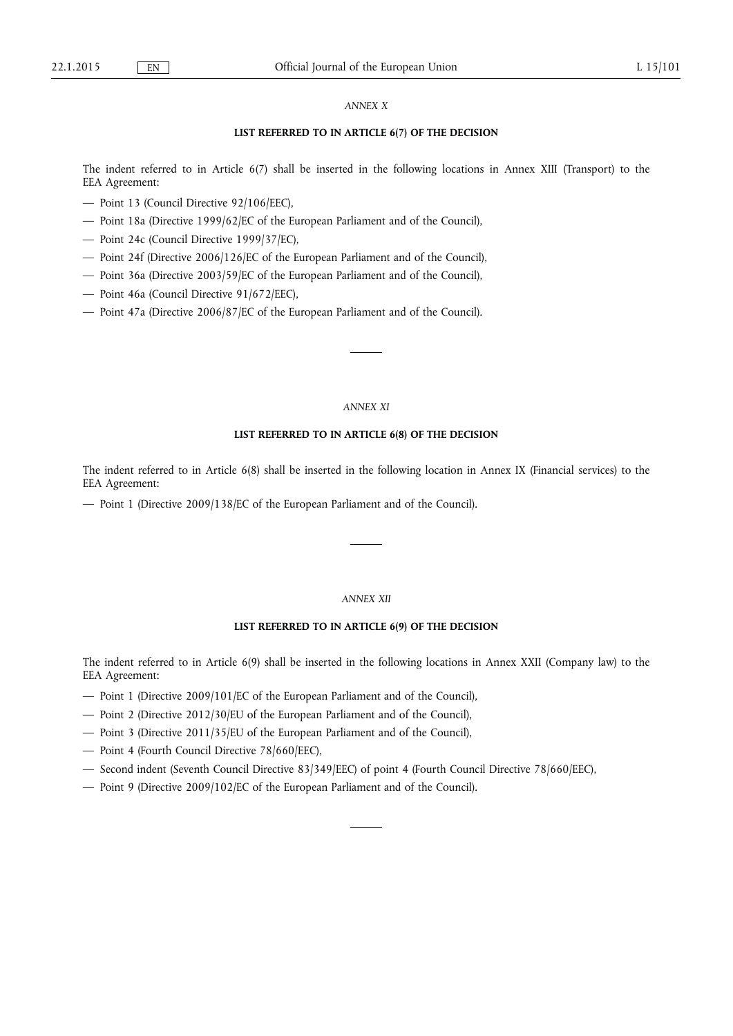*ANNEX X*

**LIST REFERRED TO IN ARTICLE 6(7) OF THE DECISION**

The indent referred to in Article 6(7) shall be inserted in the following locations in Annex XIII (Transport) to the EEA Agreement:

— Point 13 (Council Directive 92/106/EEC),

— Point 18a (Directive 1999/62/EC of the European Parliament and of the Council),

— Point 24c (Council Directive 1999/37/EC),

— Point 24f (Directive 2006/126/EC of the European Parliament and of the Council),

— Point 36a (Directive 2003/59/EC of the European Parliament and of the Council),

— Point 46a (Council Directive 91/672/EEC),

— Point 47a (Directive 2006/87/EC of the European Parliament and of the Council).

*ANNEX XI*

**LIST REFERRED TO IN ARTICLE 6(8) OF THE DECISION**

The indent referred to in Article 6(8) shall be inserted in the following location in Annex IX (Financial services) to the EEA Agreement:

— Point 1 (Directive 2009/138/EC of the European Parliament and of the Council).

*ANNEX XII*

**LIST REFERRED TO IN ARTICLE 6(9) OF THE DECISION**

The indent referred to in Article 6(9) shall be inserted in the following locations in Annex XXII (Company law) to the EEA Agreement:

— Point 1 (Directive 2009/101/EC of the European Parliament and of the Council),

— Point 2 (Directive 2012/30/EU of the European Parliament and of the Council),

— Point 3 (Directive 2011/35/EU of the European Parliament and of the Council),

— Point 4 (Fourth Council Directive 78/660/EEC),

— Second indent (Seventh Council Directive 83/349/EEC) of point 4 (Fourth Council Directive 78/660/EEC),

— Point 9 (Directive 2009/102/EC of the European Parliament and of the Council).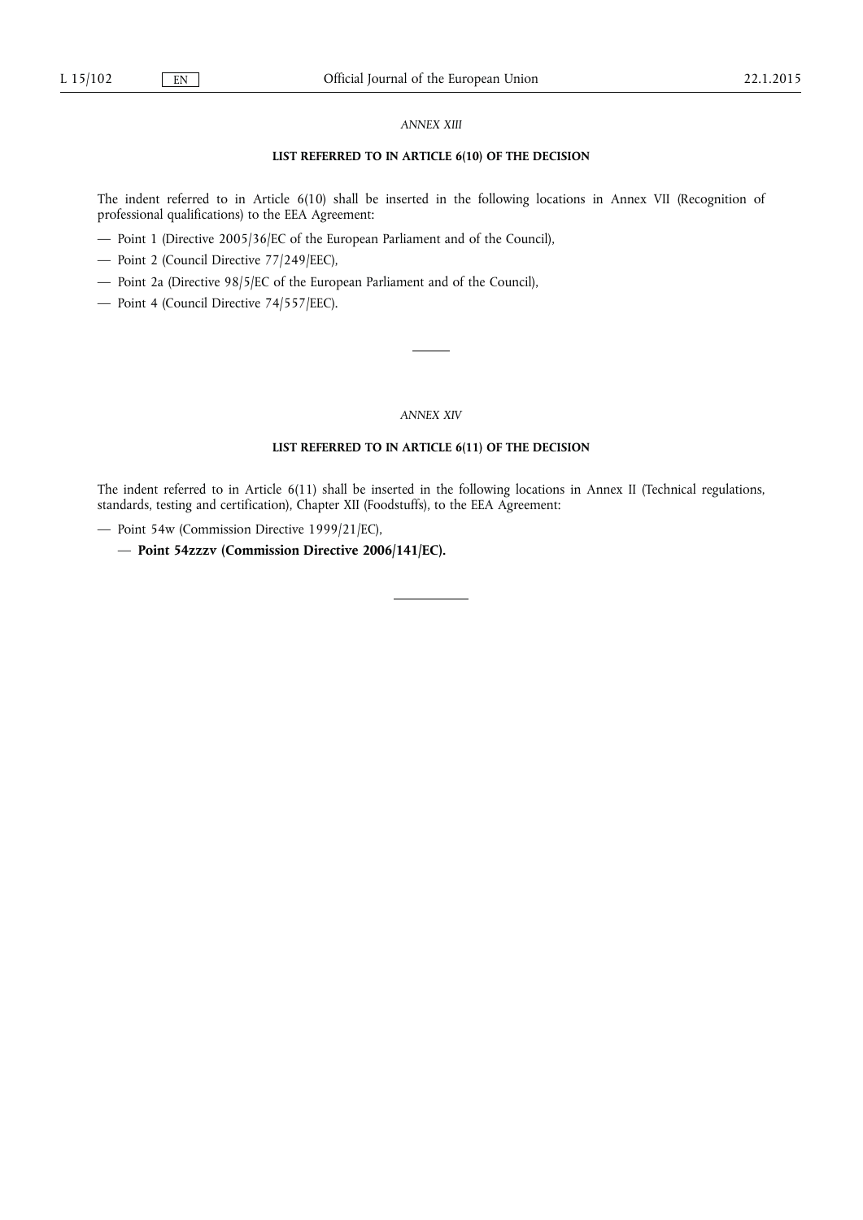*ANNEX XIII*

**LIST REFERRED TO IN ARTICLE 6(10) OF THE DECISION**

The indent referred to in Article 6(10) shall be inserted in the following locations in Annex VII (Recognition of professional qualifications) to the EEA Agreement:

— Point 1 (Directive 2005/36/EC of the European Parliament and of the Council),

— Point 2 (Council Directive 77/249/EEC),

— Point 2a (Directive 98/5/EC of the European Parliament and of the Council),

— Point 4 (Council Directive 74/557/EEC).

*ANNEX XIV*

**LIST REFERRED TO IN ARTICLE 6(11) OF THE DECISION**

The indent referred to in Article 6(11) shall be inserted in the following locations in Annex II (Technical regulations, standards, testing and certification), Chapter XII (Foodstuffs), to the EEA Agreement:

— Point 54w (Commission Directive 1999/21/EC),

— **Point 54zzzv (Commission Directive 2006/141/EC).**